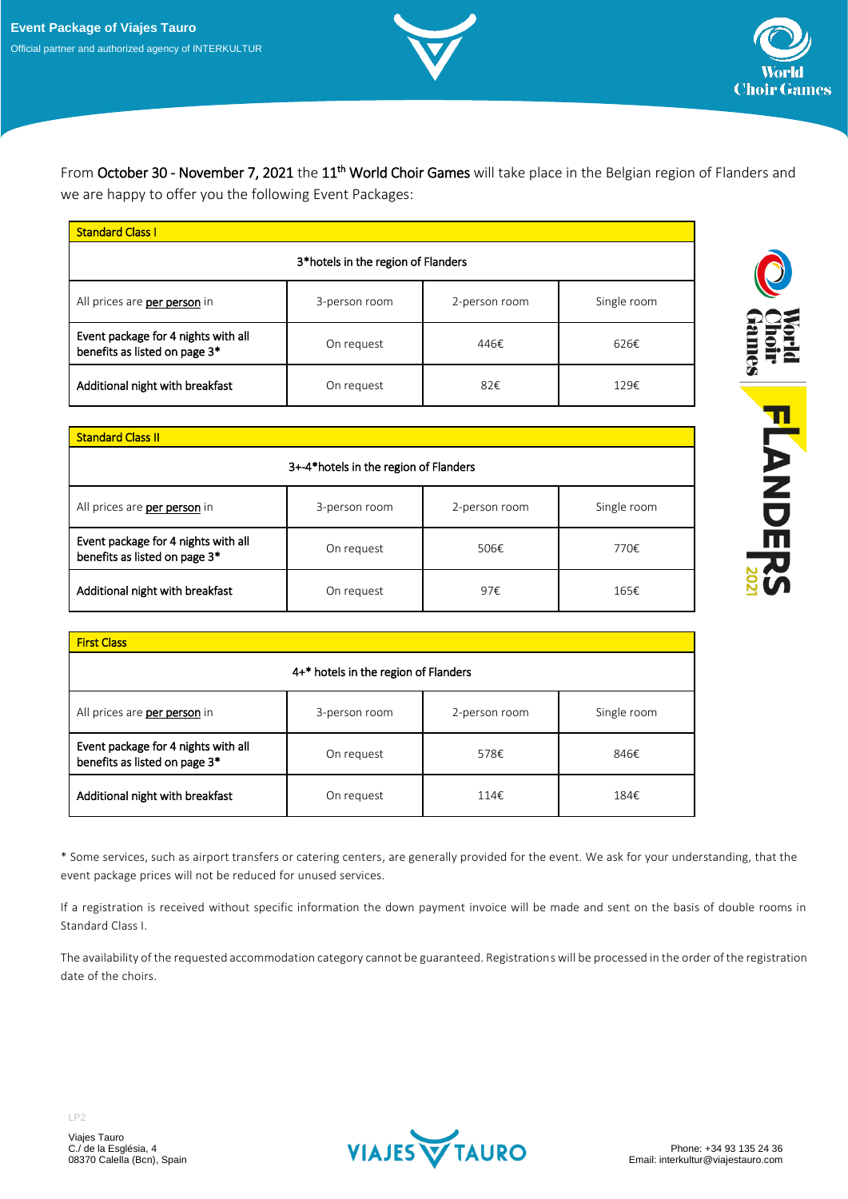Event Package of Viajes Tauro

Official partner and authorized agency of INTERKULTUR

From October 30 - November 7, 2021 the 11th World Choir Games will take place in the Belgian region of Flanders and we are happy to offer you the following Event Packages:

| Standard Class I | | | |
|---|---|---|---|
| 3*hotels in the region of Flanders | | | |
| All prices are **per person** in | 3-person room | 2-person room | Single room |
| Event package for 4 nights with all benefits as listed on page 3* | On request | 446€ | 626€ |
| Additional night with breakfast | On request | 82€ | 129€ |

| Standard Class II | | | |
|---|---|---|---|
| 3+-4*hotels in the region of Flanders | | | |
| All prices are **per person** in | 3-person room | 2-person room | Single room |
| Event package for 4 nights with all benefits as listed on page 3* | On request | 506€ | 770€ |
| Additional night with breakfast | On request | 97€ | 165€ |

| First Class | | | |
|---|---|---|---|
| 4+* hotels in the region of Flanders | | | |
| All prices are **per person** in | 3-person room | 2-person room | Single room |
| Event package for 4 nights with all benefits as listed on page 3* | On request | 578€ | 846€ |
| Additional night with breakfast | On request | 114€ | 184€ |

* Some services, such as airport transfers or catering centers, are generally provided for the event. We ask for your understanding, that the event package prices will not be reduced for unused services.

If a registration is received without specific information the down payment invoice will be made and sent on the basis of double rooms in Standard Class I.

The availability of the requested accommodation category cannot be guaranteed. Registrations will be processed in the order of the registration date of the choirs.

Viajes Tauro
C./ de la Església, 4
08370 Calella (Bcn), Spain

Phone: +34 93 135 24 36
Email: interkultur@viajestauro.com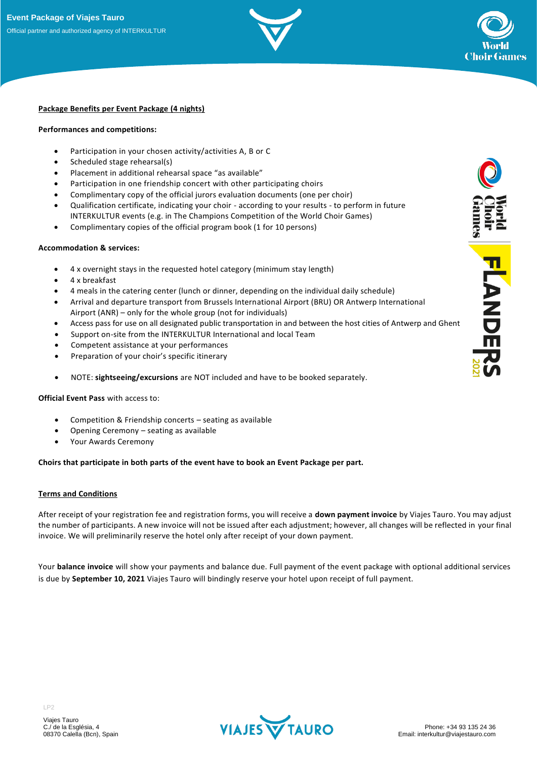## Package Benefits per Event Package (4 nights)

**Performances and competitions:**

- Participation in your chosen activity/activities A, B or C
- Scheduled stage rehearsal(s)
- Placement in additional rehearsal space "as available"
- Participation in one friendship concert with other participating choirs
- Complimentary copy of the official jurors evaluation documents (one per choir)
- Qualification certificate, indicating your choir - according to your results - to perform in future INTERKULTUR events (e.g. in The Champions Competition of the World Choir Games)
- Complimentary copies of the official program book (1 for 10 persons)

**Accommodation & services:**

- 4 x overnight stays in the requested hotel category (minimum stay length)
- 4 x breakfast
- 4 meals in the catering center (lunch or dinner, depending on the individual daily schedule)
- Arrival and departure transport from Brussels International Airport (BRU) OR Antwerp International Airport (ANR) – only for the whole group (not for individuals)
- Access pass for use on all designated public transportation in and between the host cities of Antwerp and Ghent
- Support on-site from the INTERKULTUR International and local Team
- Competent assistance at your performances
- Preparation of your choir's specific itinerary

- NOTE: **sightseeing/excursions** are NOT included and have to be booked separately.

**Official Event Pass** with access to:

- Competition & Friendship concerts – seating as available
- Opening Ceremony – seating as available
- Your Awards Ceremony

**Choirs that participate in both parts of the event have to book an Event Package per part.**

## Terms and Conditions

After receipt of your registration fee and registration forms, you will receive a **down payment invoice** by Viajes Tauro. You may adjust the number of participants. A new invoice will not be issued after each adjustment; however, all changes will be reflected in your final invoice. We will preliminarily reserve the hotel only after receipt of your down payment.

Your **balance invoice** will show your payments and balance due. Full payment of the event package with optional additional services is due by **September 10, 2021** Viajes Tauro will bindingly reserve your hotel upon receipt of full payment.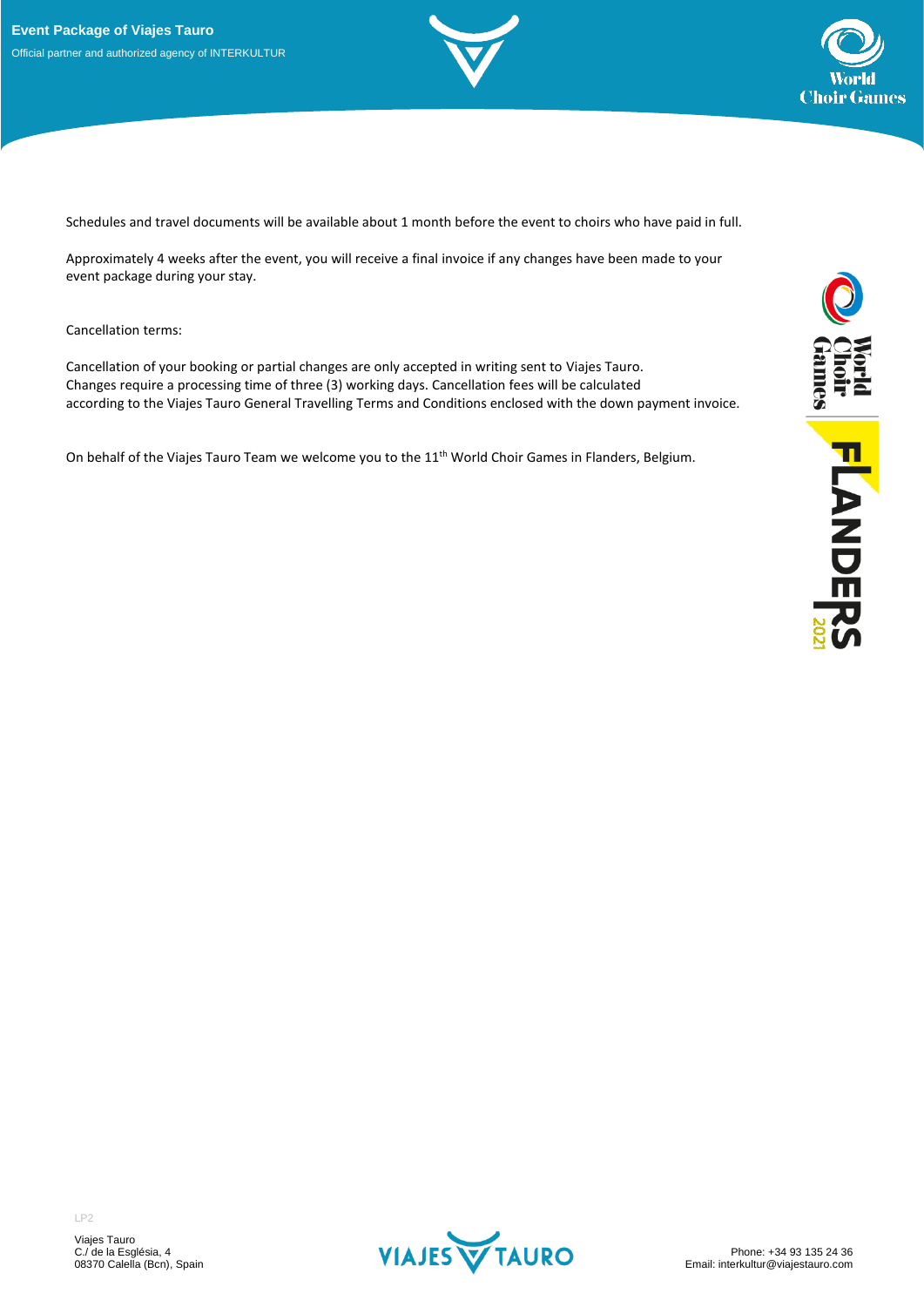Schedules and travel documents will be available about 1 month before the event to choirs who have paid in full.

Approximately 4 weeks after the event, you will receive a final invoice if any changes have been made to your event package during your stay.

Cancellation terms:

Cancellation of your booking or partial changes are only accepted in writing sent to Viajes Tauro.
Changes require a processing time of three (3) working days. Cancellation fees will be calculated according to the Viajes Tauro General Travelling Terms and Conditions enclosed with the down payment invoice.

On behalf of the Viajes Tauro Team we welcome you to the 11th World Choir Games in Flanders, Belgium.